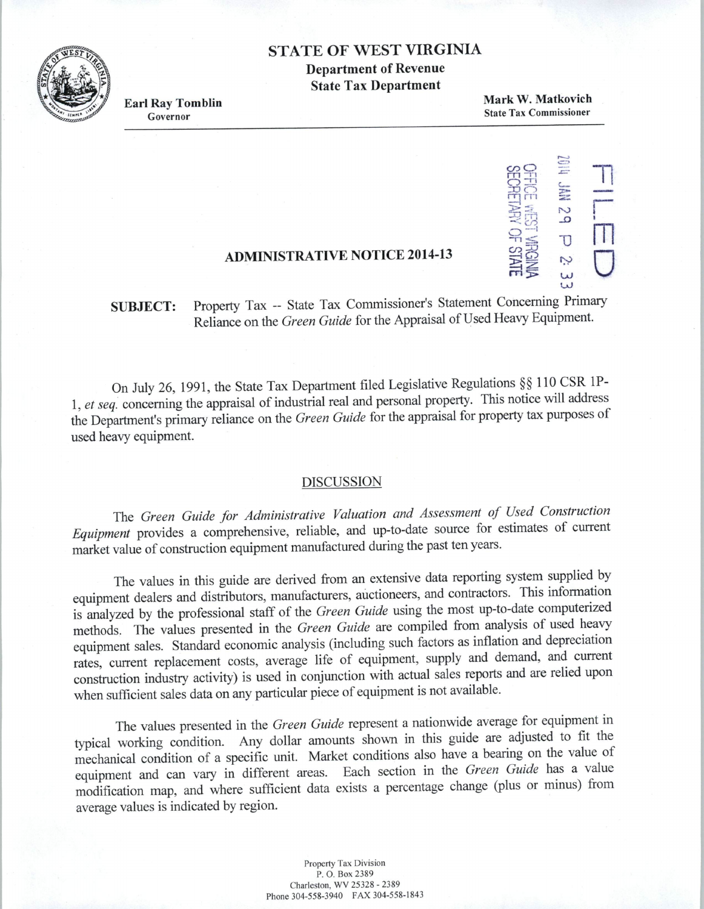# STATE OF WEST VIRGINIA

**Department of Revenue**
**State Tax Department**

**Earl Ray Tomblin**
Governor

**Mark W. Matkovich**
State Tax Commissioner

FILED
2014 JAN 29 P 2: 33
OFFICE WEST VIRGINIA
SECRETARY OF STATE

## ADMINISTRATIVE NOTICE 2014-13

**SUBJECT:** Property Tax -- State Tax Commissioner's Statement Concerning Primary Reliance on the *Green Guide* for the Appraisal of Used Heavy Equipment.

On July 26, 1991, the State Tax Department filed Legislative Regulations §§ 110 CSR 1P-1, *et seq.* concerning the appraisal of industrial real and personal property. This notice will address the Department's primary reliance on the *Green Guide* for the appraisal for property tax purposes of used heavy equipment.

### DISCUSSION

The *Green Guide for Administrative Valuation and Assessment of Used Construction Equipment* provides a comprehensive, reliable, and up-to-date source for estimates of current market value of construction equipment manufactured during the past ten years.

The values in this guide are derived from an extensive data reporting system supplied by equipment dealers and distributors, manufacturers, auctioneers, and contractors. This information is analyzed by the professional staff of the *Green Guide* using the most up-to-date computerized methods. The values presented in the *Green Guide* are compiled from analysis of used heavy equipment sales. Standard economic analysis (including such factors as inflation and depreciation rates, current replacement costs, average life of equipment, supply and demand, and current construction industry activity) is used in conjunction with actual sales reports and are relied upon when sufficient sales data on any particular piece of equipment is not available.

The values presented in the *Green Guide* represent a nationwide average for equipment in typical working condition. Any dollar amounts shown in this guide are adjusted to fit the mechanical condition of a specific unit. Market conditions also have a bearing on the value of equipment and can vary in different areas. Each section in the *Green Guide* has a value modification map, and where sufficient data exists a percentage change (plus or minus) from average values is indicated by region.

Property Tax Division
P. O. Box 2389
Charleston, WV 25328 - 2389
Phone 304-558-3940 FAX 304-558-1843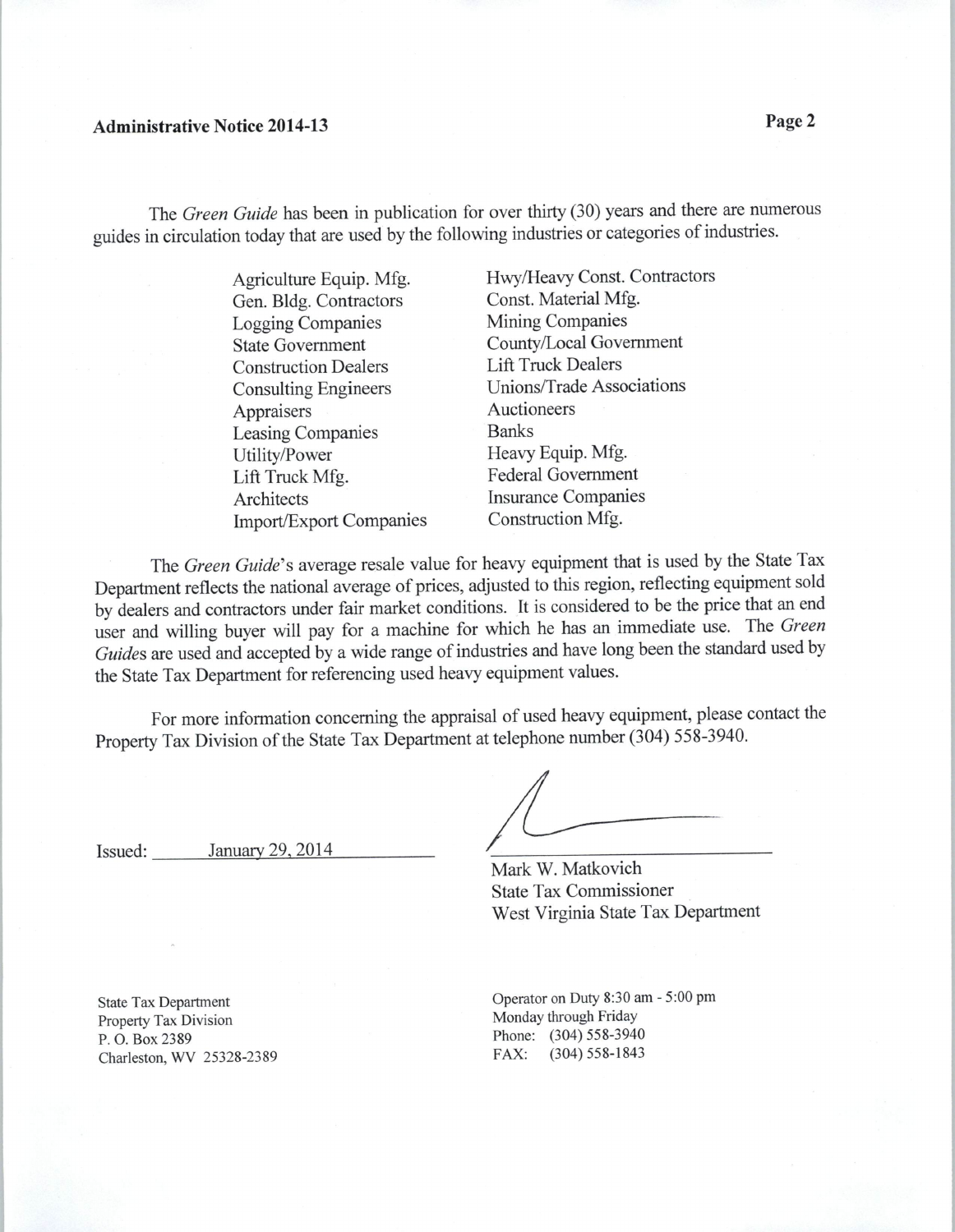The *Green Guide* has been in publication for over thirty (30) years and there are numerous guides in circulation today that are used by the following industries or categories of industries.

| | |
|---|---|
| Agriculture Equip. Mfg. | Hwy/Heavy Const. Contractors |
| Gen. Bldg. Contractors | Const. Material Mfg. |
| Logging Companies | Mining Companies |
| State Government | County/Local Government |
| Construction Dealers | Lift Truck Dealers |
| Consulting Engineers | Unions/Trade Associations |
| Appraisers | Auctioneers |
| Leasing Companies | Banks |
| Utility/Power | Heavy Equip. Mfg. |
| Lift Truck Mfg. | Federal Government |
| Architects | Insurance Companies |
| Import/Export Companies | Construction Mfg. |

The *Green Guide*'s average resale value for heavy equipment that is used by the State Tax Department reflects the national average of prices, adjusted to this region, reflecting equipment sold by dealers and contractors under fair market conditions. It is considered to be the price that an end user and willing buyer will pay for a machine for which he has an immediate use. The *Green Guides* are used and accepted by a wide range of industries and have long been the standard used by the State Tax Department for referencing used heavy equipment values.

For more information concerning the appraisal of used heavy equipment, please contact the Property Tax Division of the State Tax Department at telephone number (304) 558-3940.

Issued: January 29, 2014

Mark W. Matkovich
State Tax Commissioner
West Virginia State Tax Department

State Tax Department
Property Tax Division
P. O. Box 2389
Charleston, WV 25328-2389

Operator on Duty 8:30 am - 5:00 pm
Monday through Friday
Phone: (304) 558-3940
FAX: (304) 558-1843